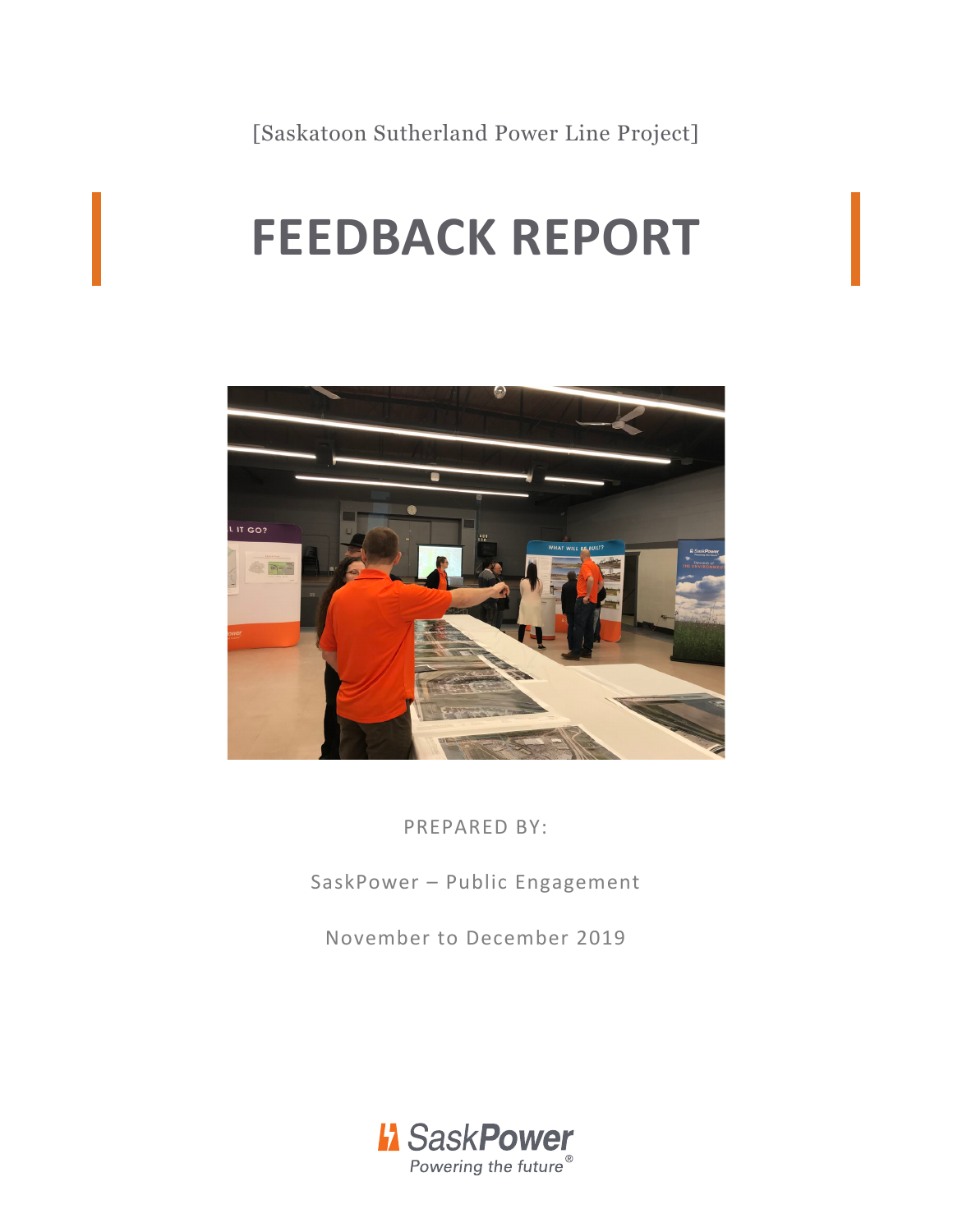[Saskatoon Sutherland Power Line Project]

# FEEDBACK REPORT

PREPARED BY:

SaskPower – Public Engagement

November to December 2019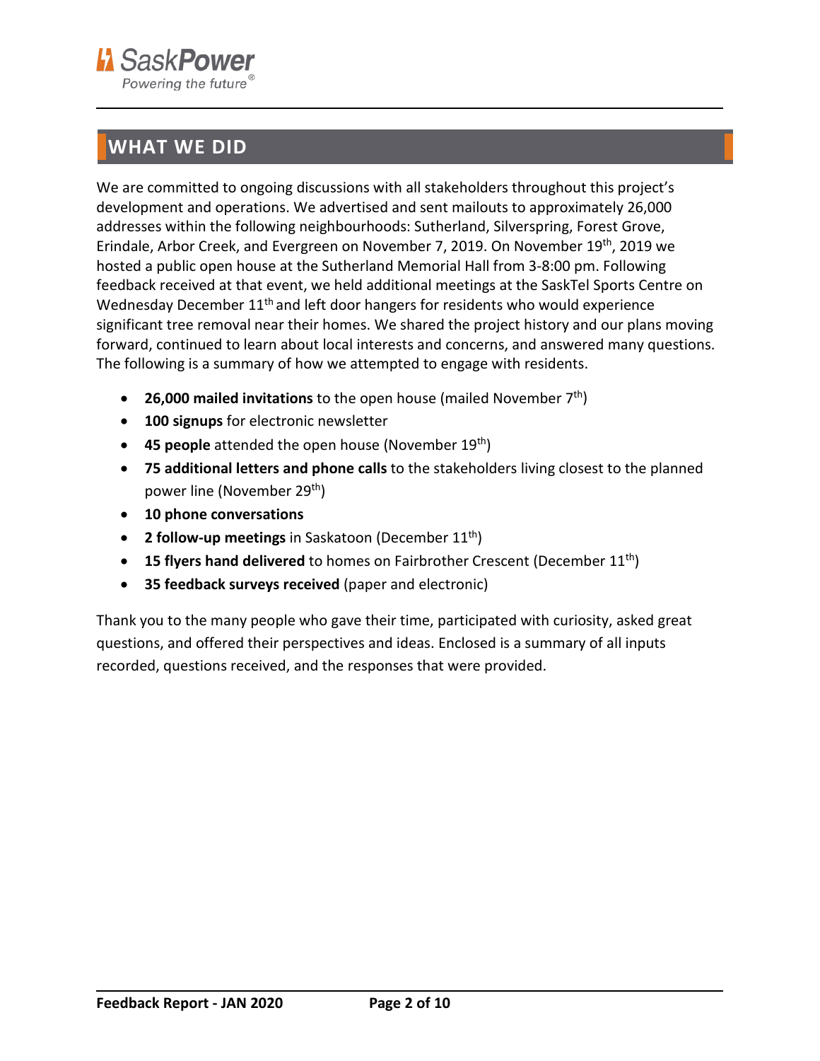## WHAT WE DID

We are committed to ongoing discussions with all stakeholders throughout this project's development and operations. We advertised and sent mailouts to approximately 26,000 addresses within the following neighbourhoods: Sutherland, Silverspring, Forest Grove, Erindale, Arbor Creek, and Evergreen on November 7, 2019. On November 19th, 2019 we hosted a public open house at the Sutherland Memorial Hall from 3-8:00 pm. Following feedback received at that event, we held additional meetings at the SaskTel Sports Centre on Wednesday December 11th and left door hangers for residents who would experience significant tree removal near their homes. We shared the project history and our plans moving forward, continued to learn about local interests and concerns, and answered many questions. The following is a summary of how we attempted to engage with residents.

- **26,000 mailed invitations** to the open house (mailed November 7th)
- **100 signups** for electronic newsletter
- **45 people** attended the open house (November 19th)
- **75 additional letters and phone calls** to the stakeholders living closest to the planned power line (November 29th)
- **10 phone conversations**
- **2 follow-up meetings** in Saskatoon (December 11th)
- **15 flyers hand delivered** to homes on Fairbrother Crescent (December 11th)
- **35 feedback surveys received** (paper and electronic)

Thank you to the many people who gave their time, participated with curiosity, asked great questions, and offered their perspectives and ideas. Enclosed is a summary of all inputs recorded, questions received, and the responses that were provided.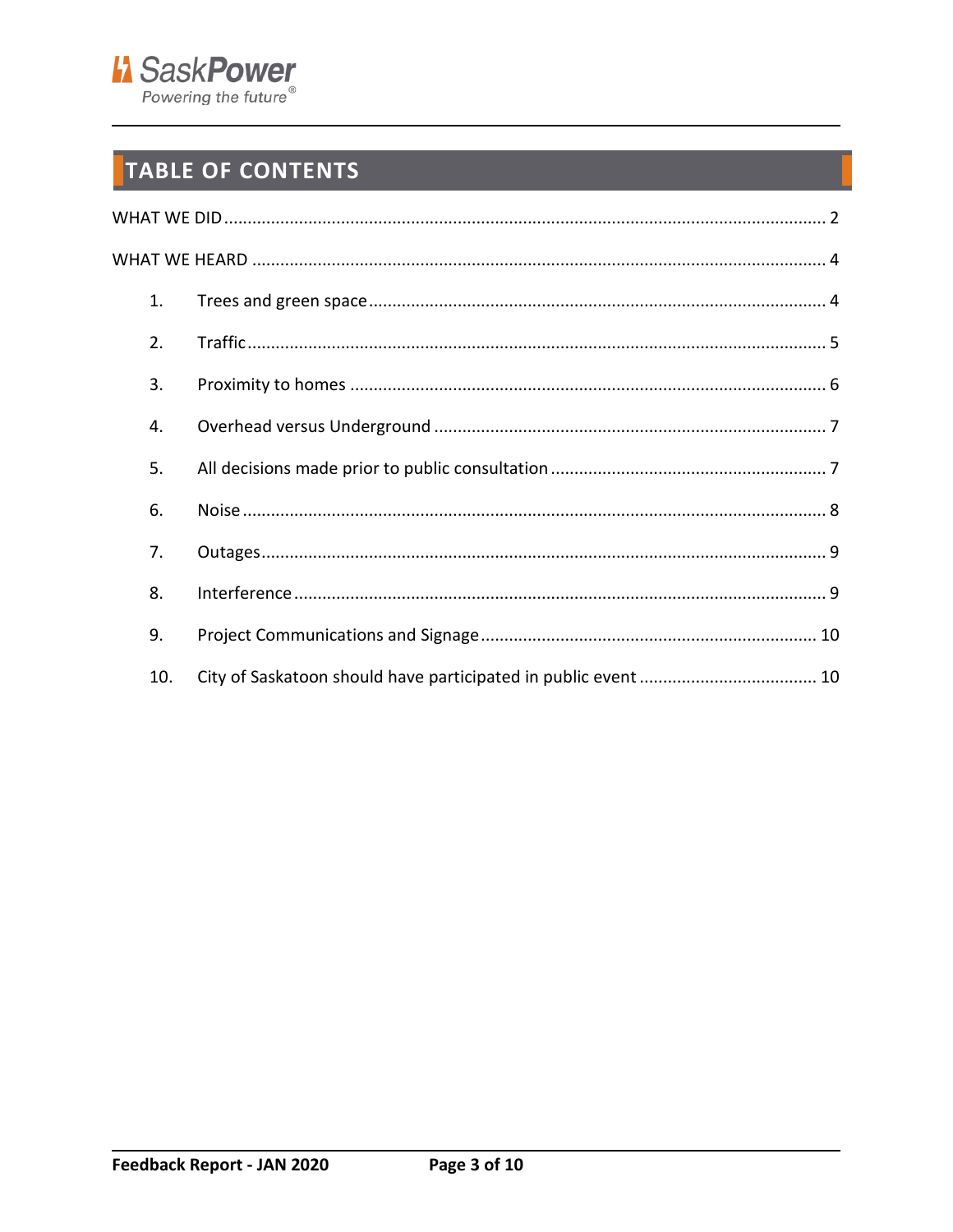# TABLE OF CONTENTS

WHAT WE DID ........ 2

WHAT WE HEARD ........ 4

1. Trees and green space ........ 4
2. Traffic ........ 5
3. Proximity to homes ........ 6
4. Overhead versus Underground ........ 7
5. All decisions made prior to public consultation ........ 7
6. Noise ........ 8
7. Outages ........ 9
8. Interference ........ 9
9. Project Communications and Signage ........ 10
10. City of Saskatoon should have participated in public event ........ 10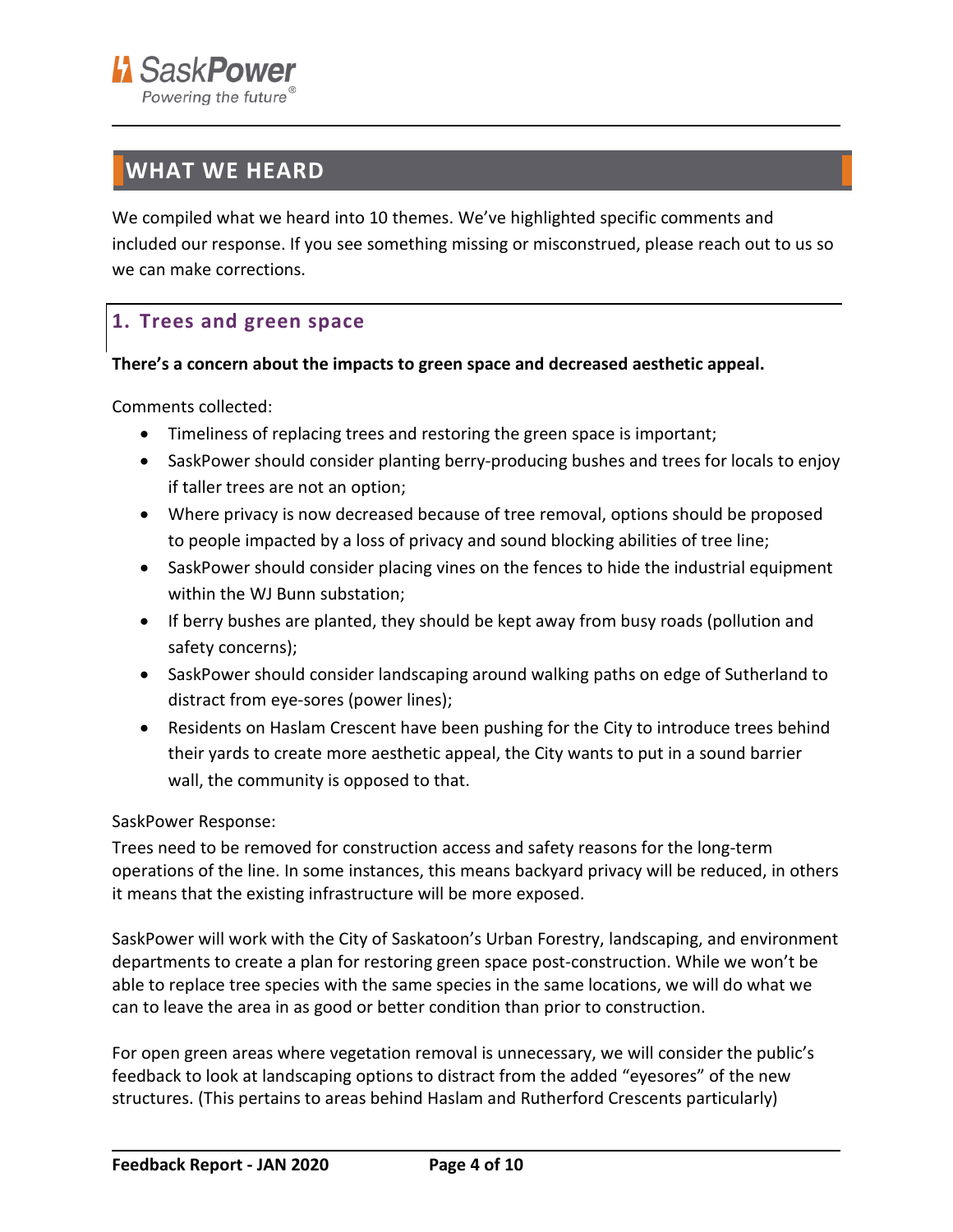## WHAT WE HEARD

We compiled what we heard into 10 themes. We've highlighted specific comments and included our response. If you see something missing or misconstrued, please reach out to us so we can make corrections.

### 1. Trees and green space

**There's a concern about the impacts to green space and decreased aesthetic appeal.**

Comments collected:

- Timeliness of replacing trees and restoring the green space is important;
- SaskPower should consider planting berry-producing bushes and trees for locals to enjoy if taller trees are not an option;
- Where privacy is now decreased because of tree removal, options should be proposed to people impacted by a loss of privacy and sound blocking abilities of tree line;
- SaskPower should consider placing vines on the fences to hide the industrial equipment within the WJ Bunn substation;
- If berry bushes are planted, they should be kept away from busy roads (pollution and safety concerns);
- SaskPower should consider landscaping around walking paths on edge of Sutherland to distract from eye-sores (power lines);
- Residents on Haslam Crescent have been pushing for the City to introduce trees behind their yards to create more aesthetic appeal, the City wants to put in a sound barrier wall, the community is opposed to that.

SaskPower Response:

Trees need to be removed for construction access and safety reasons for the long-term operations of the line. In some instances, this means backyard privacy will be reduced, in others it means that the existing infrastructure will be more exposed.

SaskPower will work with the City of Saskatoon's Urban Forestry, landscaping, and environment departments to create a plan for restoring green space post-construction. While we won't be able to replace tree species with the same species in the same locations, we will do what we can to leave the area in as good or better condition than prior to construction.

For open green areas where vegetation removal is unnecessary, we will consider the public's feedback to look at landscaping options to distract from the added "eyesores" of the new structures. (This pertains to areas behind Haslam and Rutherford Crescents particularly)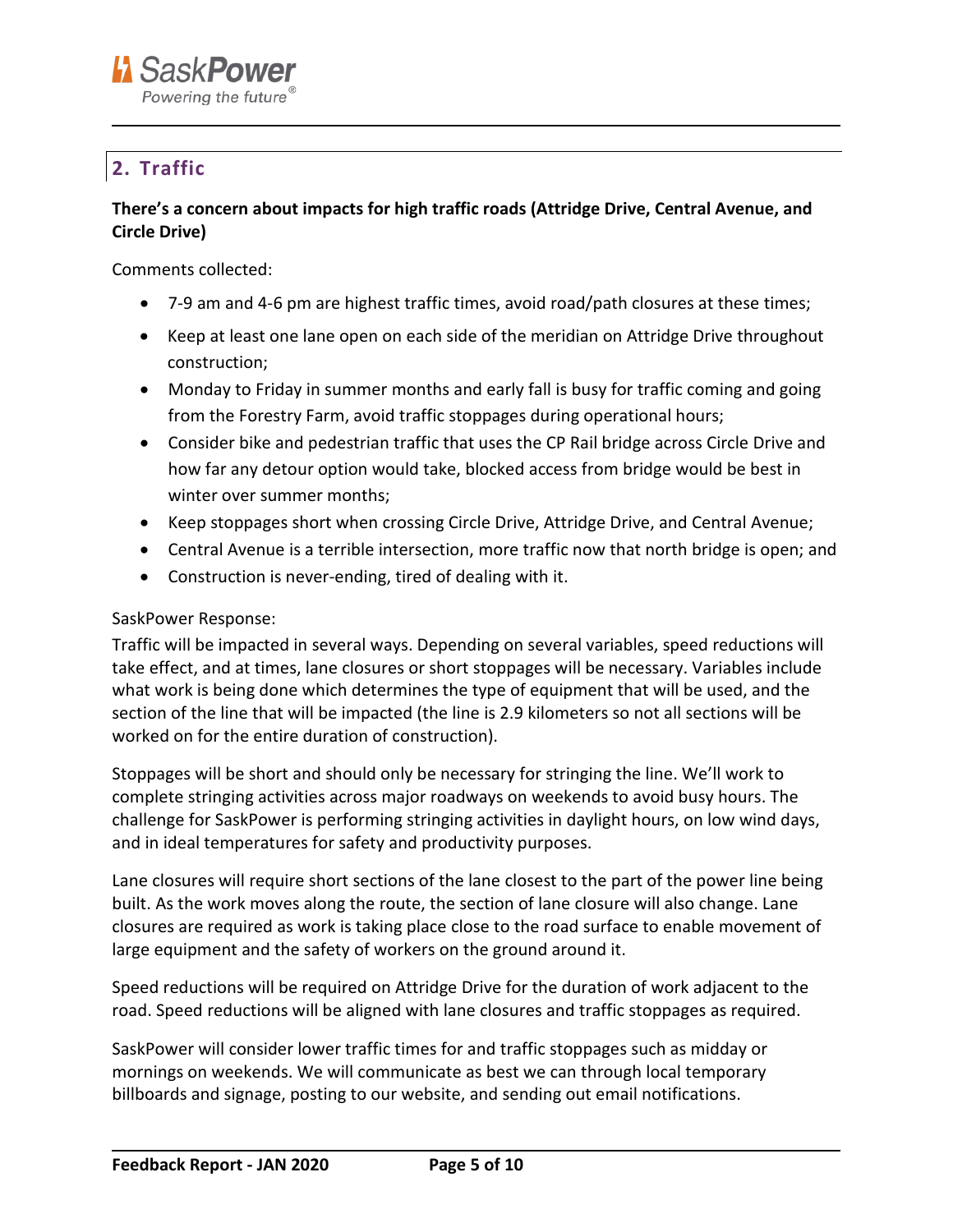## 2. Traffic

**There's a concern about impacts for high traffic roads (Attridge Drive, Central Avenue, and Circle Drive)**

Comments collected:

- 7-9 am and 4-6 pm are highest traffic times, avoid road/path closures at these times;
- Keep at least one lane open on each side of the meridian on Attridge Drive throughout construction;
- Monday to Friday in summer months and early fall is busy for traffic coming and going from the Forestry Farm, avoid traffic stoppages during operational hours;
- Consider bike and pedestrian traffic that uses the CP Rail bridge across Circle Drive and how far any detour option would take, blocked access from bridge would be best in winter over summer months;
- Keep stoppages short when crossing Circle Drive, Attridge Drive, and Central Avenue;
- Central Avenue is a terrible intersection, more traffic now that north bridge is open; and
- Construction is never-ending, tired of dealing with it.

SaskPower Response:

Traffic will be impacted in several ways. Depending on several variables, speed reductions will take effect, and at times, lane closures or short stoppages will be necessary. Variables include what work is being done which determines the type of equipment that will be used, and the section of the line that will be impacted (the line is 2.9 kilometers so not all sections will be worked on for the entire duration of construction).

Stoppages will be short and should only be necessary for stringing the line. We'll work to complete stringing activities across major roadways on weekends to avoid busy hours. The challenge for SaskPower is performing stringing activities in daylight hours, on low wind days, and in ideal temperatures for safety and productivity purposes.

Lane closures will require short sections of the lane closest to the part of the power line being built. As the work moves along the route, the section of lane closure will also change. Lane closures are required as work is taking place close to the road surface to enable movement of large equipment and the safety of workers on the ground around it.

Speed reductions will be required on Attridge Drive for the duration of work adjacent to the road. Speed reductions will be aligned with lane closures and traffic stoppages as required.

SaskPower will consider lower traffic times for and traffic stoppages such as midday or mornings on weekends. We will communicate as best we can through local temporary billboards and signage, posting to our website, and sending out email notifications.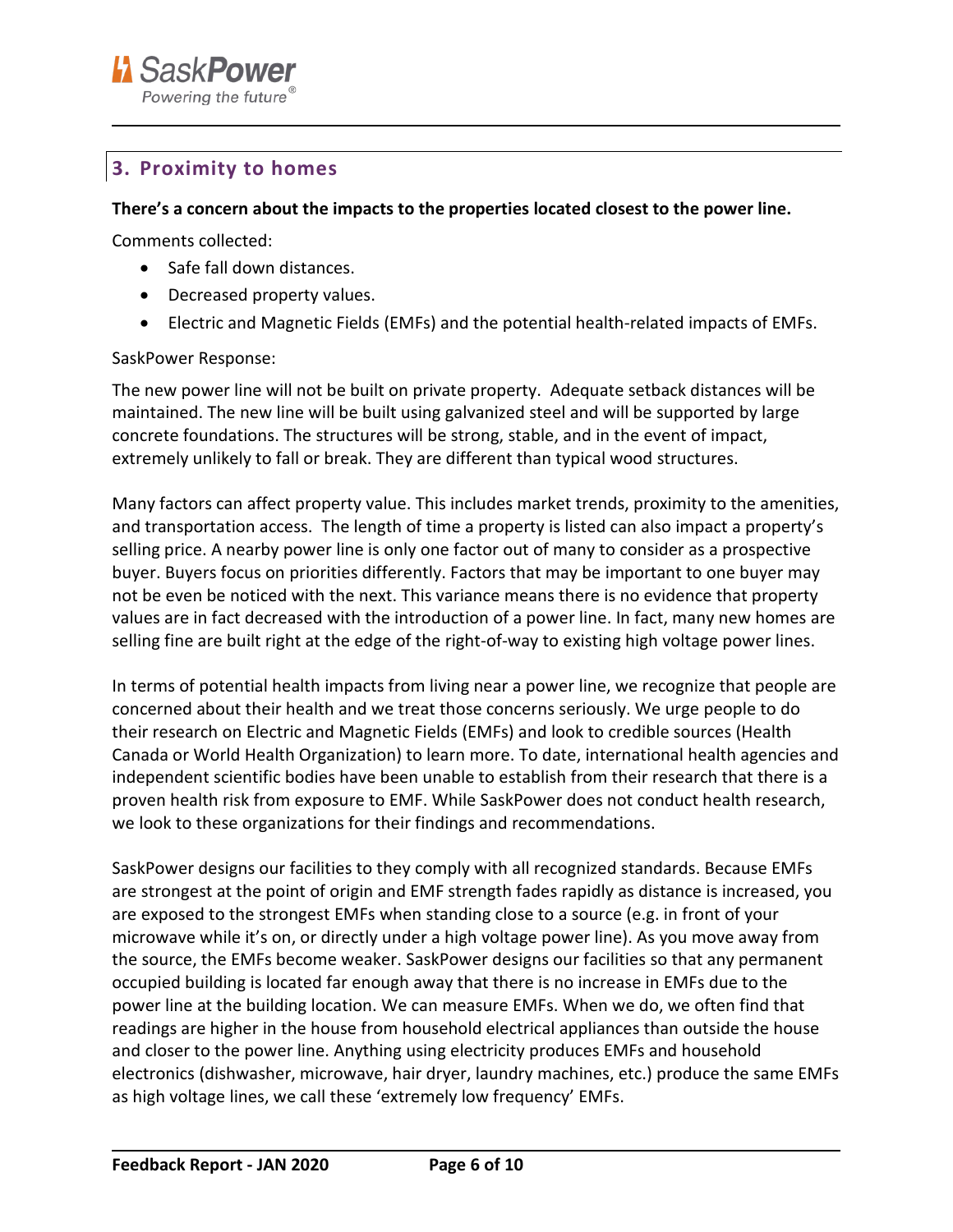## 3. Proximity to homes

**There's a concern about the impacts to the properties located closest to the power line.**

Comments collected:

- Safe fall down distances.
- Decreased property values.
- Electric and Magnetic Fields (EMFs) and the potential health-related impacts of EMFs.

SaskPower Response:

The new power line will not be built on private property. Adequate setback distances will be maintained. The new line will be built using galvanized steel and will be supported by large concrete foundations. The structures will be strong, stable, and in the event of impact, extremely unlikely to fall or break. They are different than typical wood structures.

Many factors can affect property value. This includes market trends, proximity to the amenities, and transportation access. The length of time a property is listed can also impact a property's selling price. A nearby power line is only one factor out of many to consider as a prospective buyer. Buyers focus on priorities differently. Factors that may be important to one buyer may not be even be noticed with the next. This variance means there is no evidence that property values are in fact decreased with the introduction of a power line. In fact, many new homes are selling fine are built right at the edge of the right-of-way to existing high voltage power lines.

In terms of potential health impacts from living near a power line, we recognize that people are concerned about their health and we treat those concerns seriously. We urge people to do their research on Electric and Magnetic Fields (EMFs) and look to credible sources (Health Canada or World Health Organization) to learn more. To date, international health agencies and independent scientific bodies have been unable to establish from their research that there is a proven health risk from exposure to EMF. While SaskPower does not conduct health research, we look to these organizations for their findings and recommendations.

SaskPower designs our facilities to they comply with all recognized standards. Because EMFs are strongest at the point of origin and EMF strength fades rapidly as distance is increased, you are exposed to the strongest EMFs when standing close to a source (e.g. in front of your microwave while it's on, or directly under a high voltage power line). As you move away from the source, the EMFs become weaker. SaskPower designs our facilities so that any permanent occupied building is located far enough away that there is no increase in EMFs due to the power line at the building location. We can measure EMFs. When we do, we often find that readings are higher in the house from household electrical appliances than outside the house and closer to the power line. Anything using electricity produces EMFs and household electronics (dishwasher, microwave, hair dryer, laundry machines, etc.) produce the same EMFs as high voltage lines, we call these 'extremely low frequency' EMFs.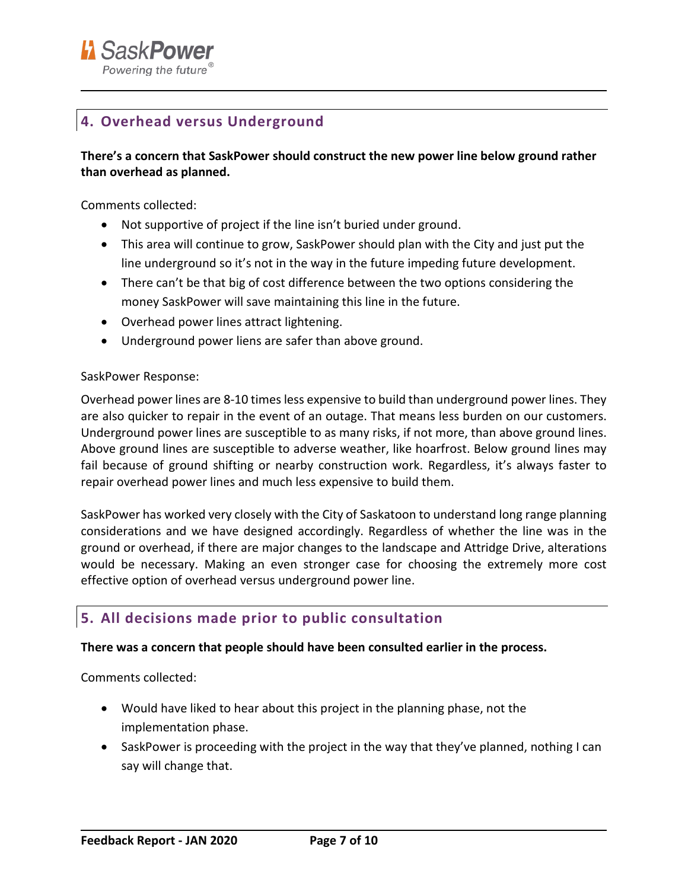## 4. Overhead versus Underground

**There's a concern that SaskPower should construct the new power line below ground rather than overhead as planned.**

Comments collected:

- Not supportive of project if the line isn't buried under ground.
- This area will continue to grow, SaskPower should plan with the City and just put the line underground so it's not in the way in the future impeding future development.
- There can't be that big of cost difference between the two options considering the money SaskPower will save maintaining this line in the future.
- Overhead power lines attract lightening.
- Underground power liens are safer than above ground.

SaskPower Response:

Overhead power lines are 8-10 times less expensive to build than underground power lines. They are also quicker to repair in the event of an outage. That means less burden on our customers. Underground power lines are susceptible to as many risks, if not more, than above ground lines. Above ground lines are susceptible to adverse weather, like hoarfrost. Below ground lines may fail because of ground shifting or nearby construction work. Regardless, it's always faster to repair overhead power lines and much less expensive to build them.

SaskPower has worked very closely with the City of Saskatoon to understand long range planning considerations and we have designed accordingly. Regardless of whether the line was in the ground or overhead, if there are major changes to the landscape and Attridge Drive, alterations would be necessary. Making an even stronger case for choosing the extremely more cost effective option of overhead versus underground power line.

## 5. All decisions made prior to public consultation

**There was a concern that people should have been consulted earlier in the process.**

Comments collected:

- Would have liked to hear about this project in the planning phase, not the implementation phase.
- SaskPower is proceeding with the project in the way that they've planned, nothing I can say will change that.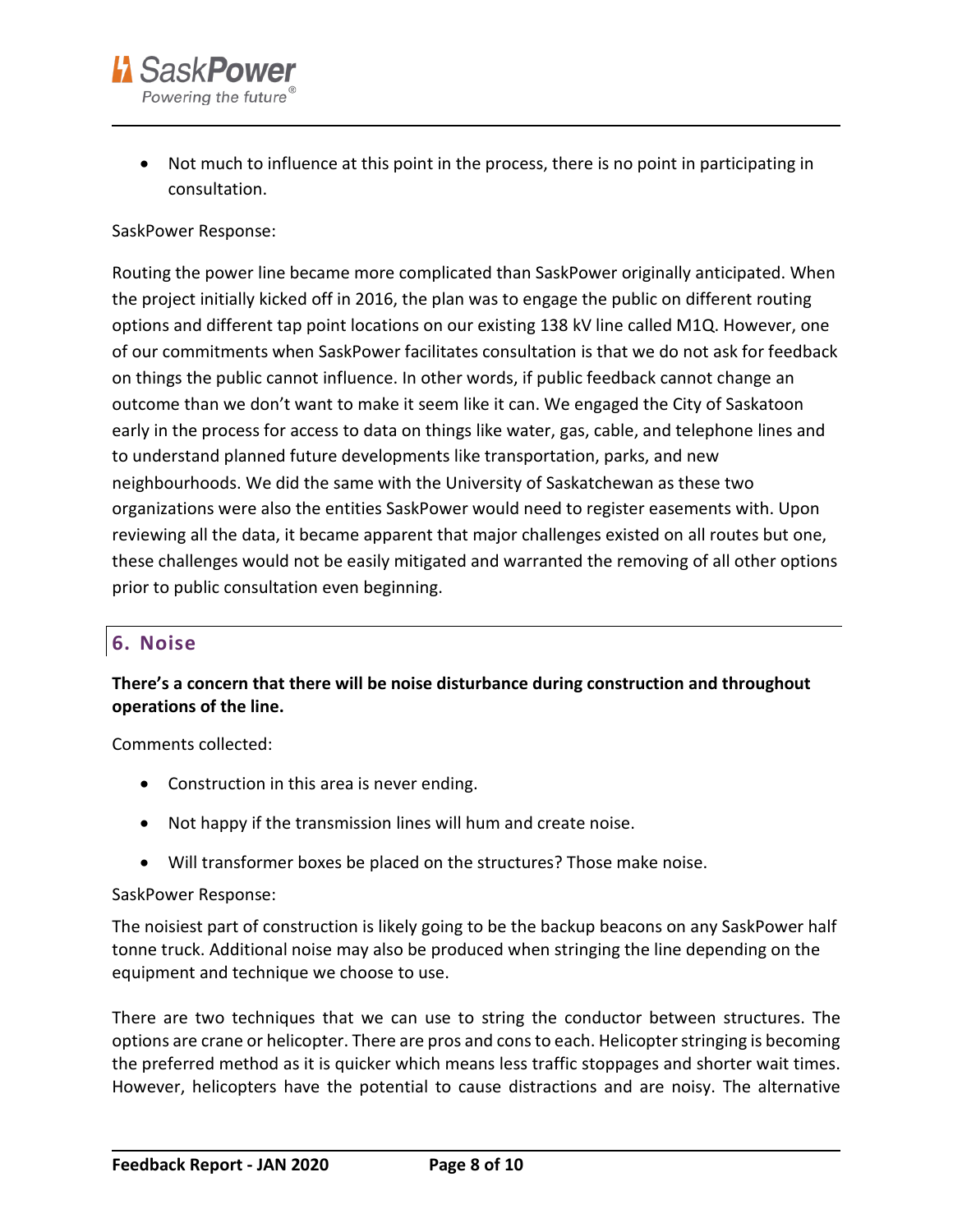- Not much to influence at this point in the process, there is no point in participating in consultation.

SaskPower Response:

Routing the power line became more complicated than SaskPower originally anticipated. When the project initially kicked off in 2016, the plan was to engage the public on different routing options and different tap point locations on our existing 138 kV line called M1Q. However, one of our commitments when SaskPower facilitates consultation is that we do not ask for feedback on things the public cannot influence. In other words, if public feedback cannot change an outcome than we don't want to make it seem like it can. We engaged the City of Saskatoon early in the process for access to data on things like water, gas, cable, and telephone lines and to understand planned future developments like transportation, parks, and new neighbourhoods. We did the same with the University of Saskatchewan as these two organizations were also the entities SaskPower would need to register easements with. Upon reviewing all the data, it became apparent that major challenges existed on all routes but one, these challenges would not be easily mitigated and warranted the removing of all other options prior to public consultation even beginning.

## 6. Noise

**There's a concern that there will be noise disturbance during construction and throughout operations of the line.**

Comments collected:

- Construction in this area is never ending.
- Not happy if the transmission lines will hum and create noise.
- Will transformer boxes be placed on the structures? Those make noise.

SaskPower Response:

The noisiest part of construction is likely going to be the backup beacons on any SaskPower half tonne truck. Additional noise may also be produced when stringing the line depending on the equipment and technique we choose to use.

There are two techniques that we can use to string the conductor between structures. The options are crane or helicopter. There are pros and cons to each. Helicopter stringing is becoming the preferred method as it is quicker which means less traffic stoppages and shorter wait times. However, helicopters have the potential to cause distractions and are noisy. The alternative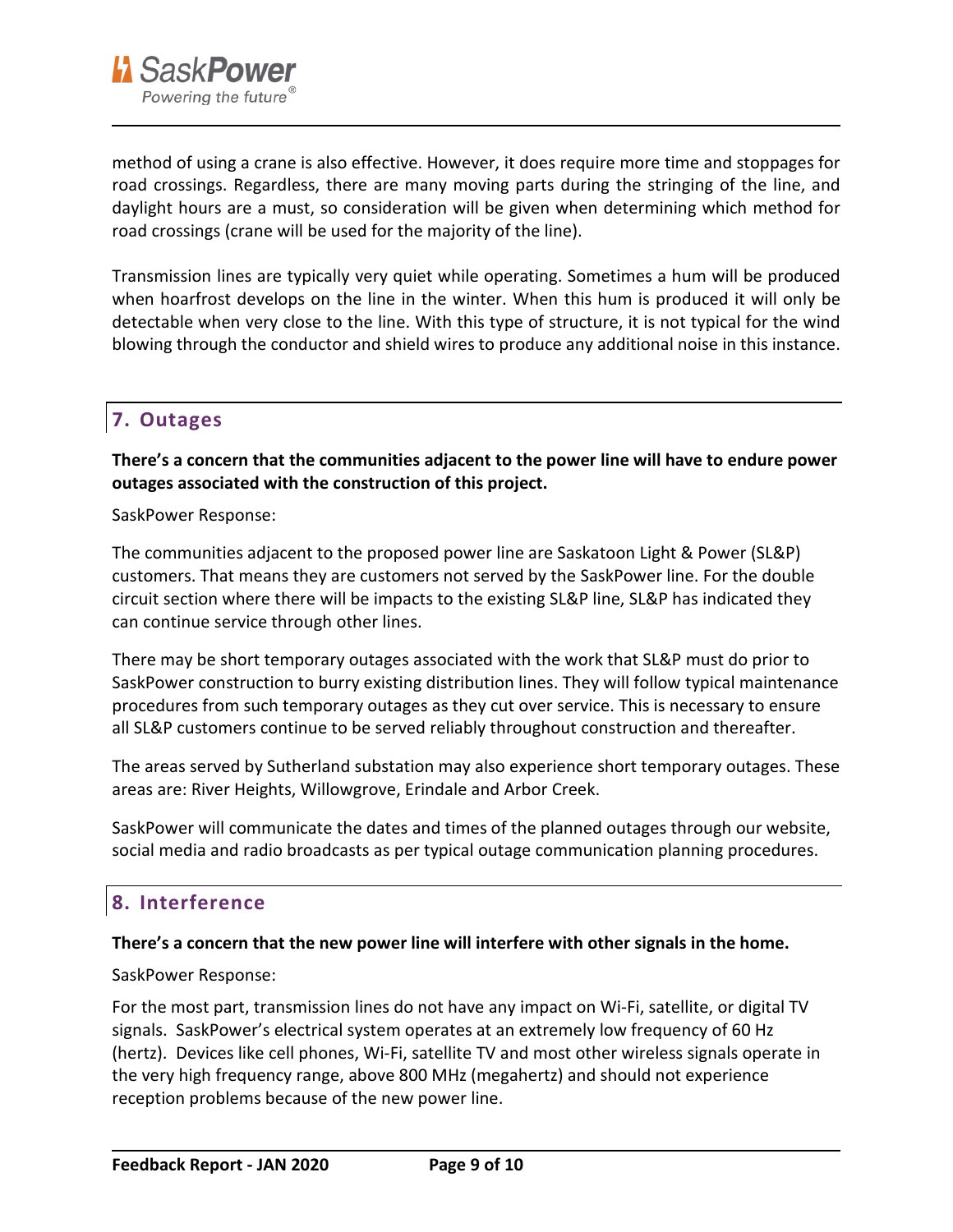method of using a crane is also effective. However, it does require more time and stoppages for road crossings. Regardless, there are many moving parts during the stringing of the line, and daylight hours are a must, so consideration will be given when determining which method for road crossings (crane will be used for the majority of the line).

Transmission lines are typically very quiet while operating. Sometimes a hum will be produced when hoarfrost develops on the line in the winter. When this hum is produced it will only be detectable when very close to the line. With this type of structure, it is not typical for the wind blowing through the conductor and shield wires to produce any additional noise in this instance.

## 7. Outages

**There's a concern that the communities adjacent to the power line will have to endure power outages associated with the construction of this project.**

SaskPower Response:

The communities adjacent to the proposed power line are Saskatoon Light & Power (SL&P) customers. That means they are customers not served by the SaskPower line. For the double circuit section where there will be impacts to the existing SL&P line, SL&P has indicated they can continue service through other lines.

There may be short temporary outages associated with the work that SL&P must do prior to SaskPower construction to burry existing distribution lines. They will follow typical maintenance procedures from such temporary outages as they cut over service. This is necessary to ensure all SL&P customers continue to be served reliably throughout construction and thereafter.

The areas served by Sutherland substation may also experience short temporary outages. These areas are: River Heights, Willowgrove, Erindale and Arbor Creek.

SaskPower will communicate the dates and times of the planned outages through our website, social media and radio broadcasts as per typical outage communication planning procedures.

## 8. Interference

**There's a concern that the new power line will interfere with other signals in the home.**

SaskPower Response:

For the most part, transmission lines do not have any impact on Wi-Fi, satellite, or digital TV signals. SaskPower's electrical system operates at an extremely low frequency of 60 Hz (hertz). Devices like cell phones, Wi-Fi, satellite TV and most other wireless signals operate in the very high frequency range, above 800 MHz (megahertz) and should not experience reception problems because of the new power line.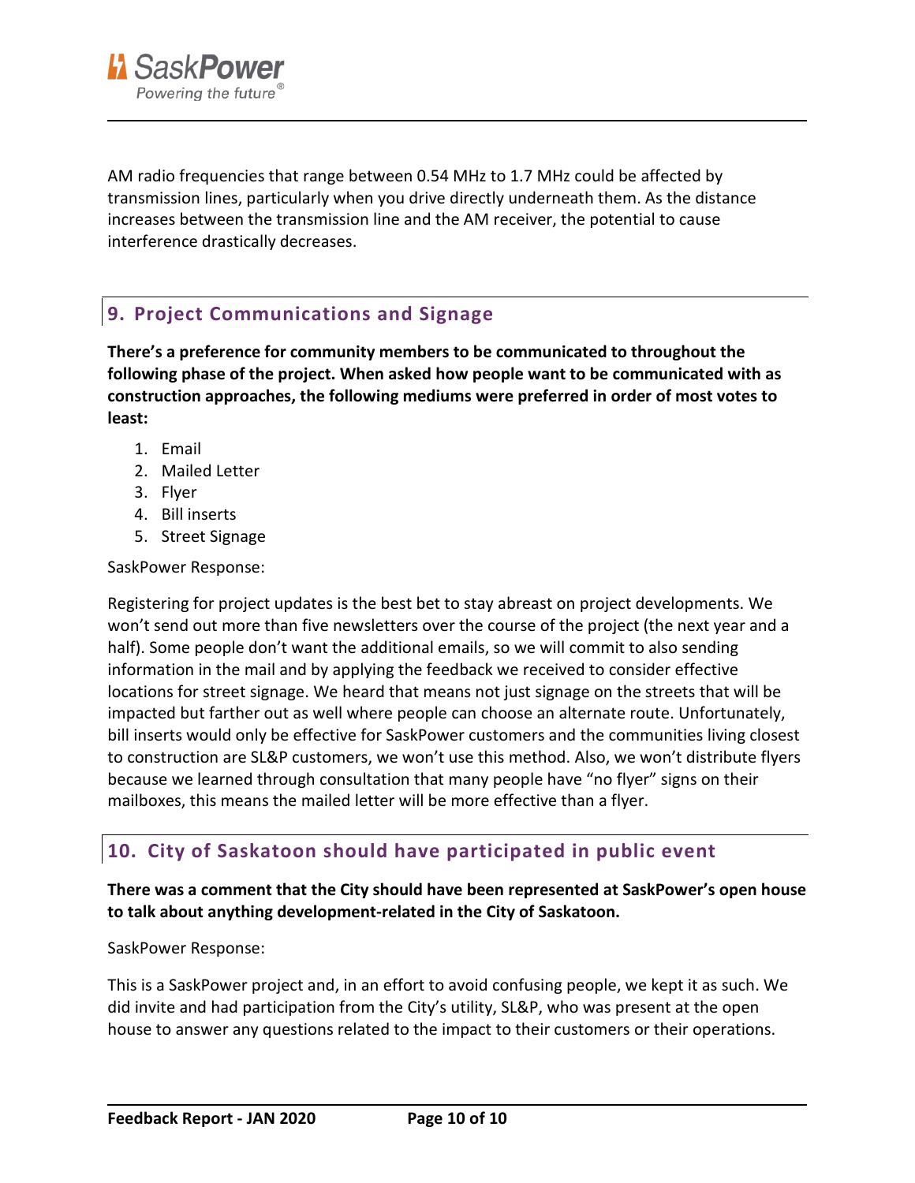AM radio frequencies that range between 0.54 MHz to 1.7 MHz could be affected by transmission lines, particularly when you drive directly underneath them. As the distance increases between the transmission line and the AM receiver, the potential to cause interference drastically decreases.

## 9. Project Communications and Signage

**There's a preference for community members to be communicated to throughout the following phase of the project. When asked how people want to be communicated with as construction approaches, the following mediums were preferred in order of most votes to least:**

1. Email
2. Mailed Letter
3. Flyer
4. Bill inserts
5. Street Signage

SaskPower Response:

Registering for project updates is the best bet to stay abreast on project developments. We won't send out more than five newsletters over the course of the project (the next year and a half). Some people don't want the additional emails, so we will commit to also sending information in the mail and by applying the feedback we received to consider effective locations for street signage. We heard that means not just signage on the streets that will be impacted but farther out as well where people can choose an alternate route. Unfortunately, bill inserts would only be effective for SaskPower customers and the communities living closest to construction are SL&P customers, we won't use this method. Also, we won't distribute flyers because we learned through consultation that many people have "no flyer" signs on their mailboxes, this means the mailed letter will be more effective than a flyer.

## 10. City of Saskatoon should have participated in public event

**There was a comment that the City should have been represented at SaskPower's open house to talk about anything development-related in the City of Saskatoon.**

SaskPower Response:

This is a SaskPower project and, in an effort to avoid confusing people, we kept it as such. We did invite and had participation from the City's utility, SL&P, who was present at the open house to answer any questions related to the impact to their customers or their operations.